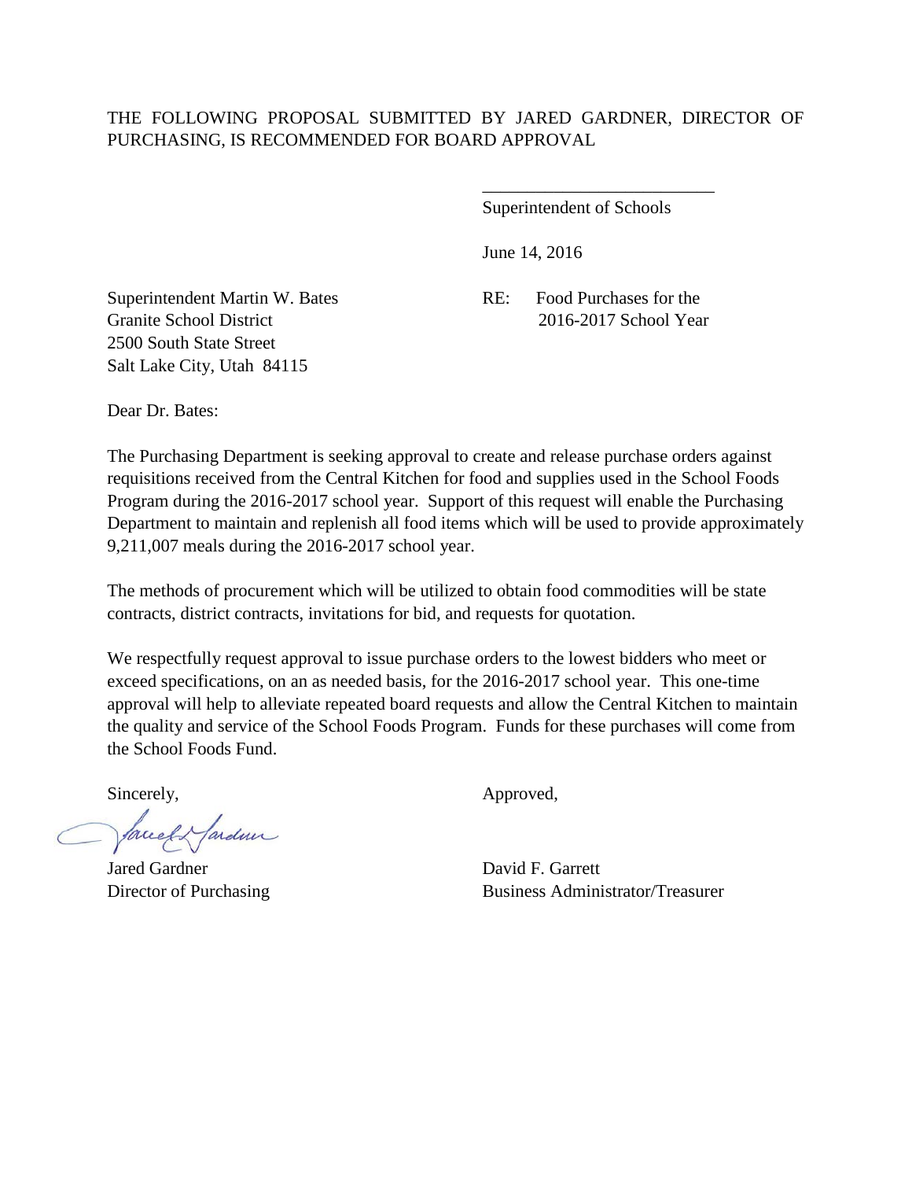THE FOLLOWING PROPOSAL SUBMITTED BY JARED GARDNER, DIRECTOR OF PURCHASING, IS RECOMMENDED FOR BOARD APPROVAL

\_\_\_\_\_\_\_\_\_\_\_\_\_\_\_\_\_\_\_\_\_\_\_\_\_\_
Superintendent of Schools

June 14, 2016

Superintendent Martin W. Bates
Granite School District
2500 South State Street
Salt Lake City, Utah 84115

RE: Food Purchases for the 2016-2017 School Year

Dear Dr. Bates:

The Purchasing Department is seeking approval to create and release purchase orders against requisitions received from the Central Kitchen for food and supplies used in the School Foods Program during the 2016-2017 school year. Support of this request will enable the Purchasing Department to maintain and replenish all food items which will be used to provide approximately 9,211,007 meals during the 2016-2017 school year.

The methods of procurement which will be utilized to obtain food commodities will be state contracts, district contracts, invitations for bid, and requests for quotation.

We respectfully request approval to issue purchase orders to the lowest bidders who meet or exceed specifications, on an as needed basis, for the 2016-2017 school year. This one-time approval will help to alleviate repeated board requests and allow the Central Kitchen to maintain the quality and service of the School Foods Program. Funds for these purchases will come from the School Foods Fund.

Sincerely,

Jared Gardner
Director of Purchasing

Approved,

David F. Garrett
Business Administrator/Treasurer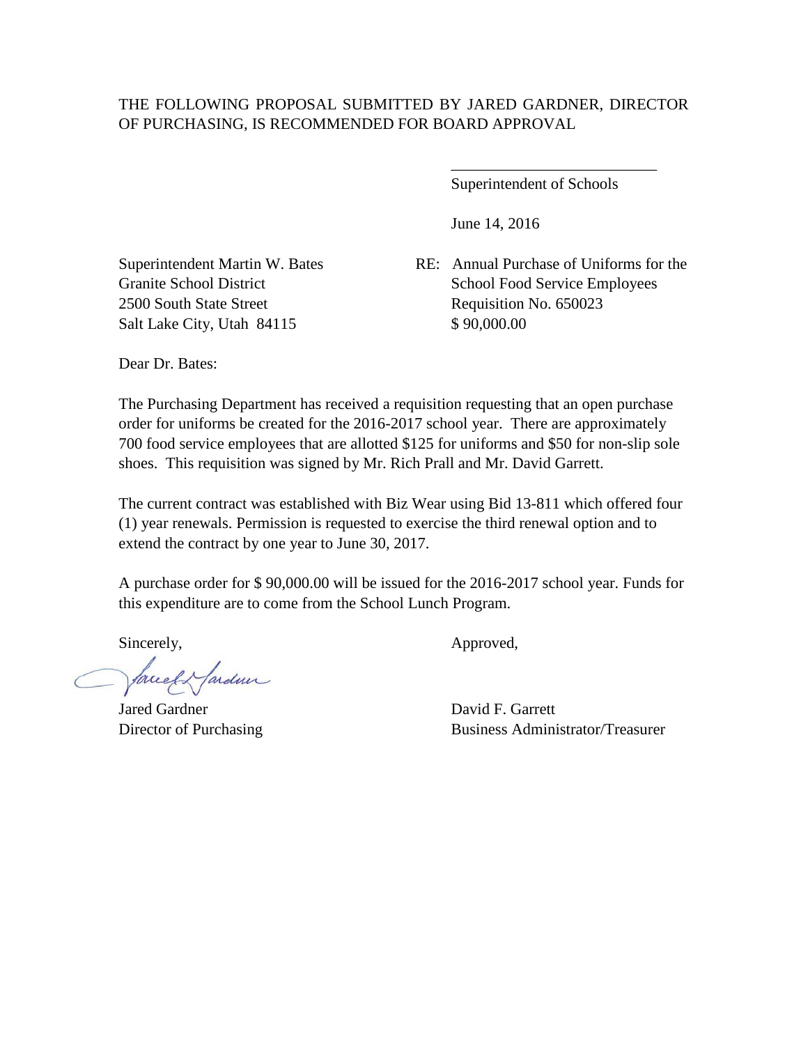THE FOLLOWING PROPOSAL SUBMITTED BY JARED GARDNER, DIRECTOR OF PURCHASING, IS RECOMMENDED FOR BOARD APPROVAL

\_\_\_\_\_\_\_\_\_\_\_\_\_\_\_\_\_\_\_\_\_\_\_\_\_\_

Superintendent of Schools

June 14, 2016

Superintendent Martin W. Bates
Granite School District
2500 South State Street
Salt Lake City, Utah 84115

RE: Annual Purchase of Uniforms for the School Food Service Employees
Requisition No. 650023
$ 90,000.00

Dear Dr. Bates:

The Purchasing Department has received a requisition requesting that an open purchase order for uniforms be created for the 2016-2017 school year. There are approximately 700 food service employees that are allotted $125 for uniforms and $50 for non-slip sole shoes. This requisition was signed by Mr. Rich Prall and Mr. David Garrett.

The current contract was established with Biz Wear using Bid 13-811 which offered four (1) year renewals. Permission is requested to exercise the third renewal option and to extend the contract by one year to June 30, 2017.

A purchase order for $ 90,000.00 will be issued for the 2016-2017 school year. Funds for this expenditure are to come from the School Lunch Program.

Sincerely,

Jared Gardner
Director of Purchasing

Approved,

David F. Garrett
Business Administrator/Treasurer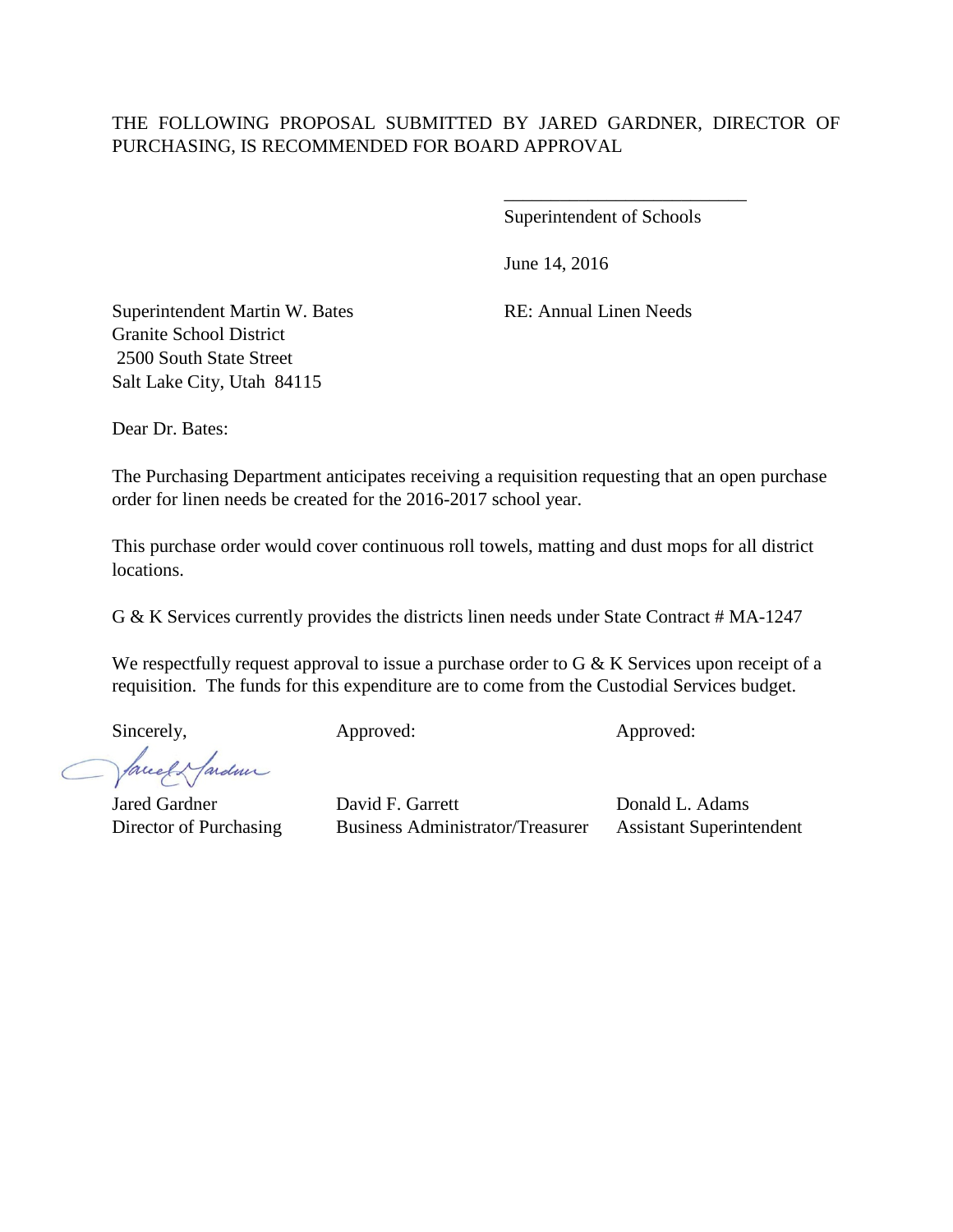THE FOLLOWING PROPOSAL SUBMITTED BY JARED GARDNER, DIRECTOR OF PURCHASING, IS RECOMMENDED FOR BOARD APPROVAL

\_\_\_\_\_\_\_\_\_\_\_\_\_\_\_\_\_\_\_\_\_\_\_\_\_\_
Superintendent of Schools

June 14, 2016

Superintendent Martin W. Bates
Granite School District
2500 South State Street
Salt Lake City, Utah 84115

RE: Annual Linen Needs

Dear Dr. Bates:

The Purchasing Department anticipates receiving a requisition requesting that an open purchase order for linen needs be created for the 2016-2017 school year.

This purchase order would cover continuous roll towels, matting and dust mops for all district locations.

G & K Services currently provides the districts linen needs under State Contract # MA-1247

We respectfully request approval to issue a purchase order to G & K Services upon receipt of a requisition. The funds for this expenditure are to come from the Custodial Services budget.

Sincerely,

Jared Gardner
Director of Purchasing

Approved:

David F. Garrett
Business Administrator/Treasurer

Approved:

Donald L. Adams
Assistant Superintendent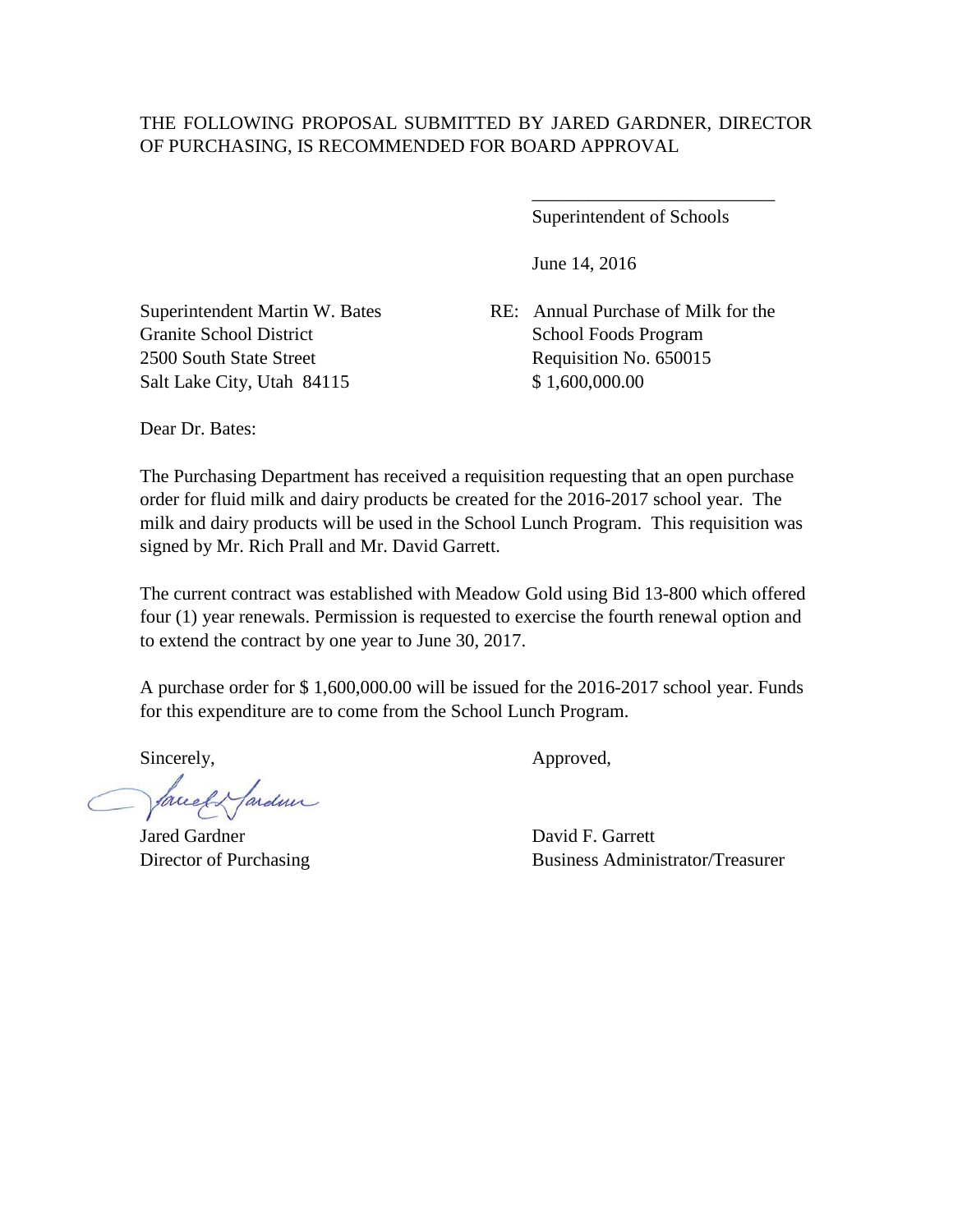THE FOLLOWING PROPOSAL SUBMITTED BY JARED GARDNER, DIRECTOR OF PURCHASING, IS RECOMMENDED FOR BOARD APPROVAL

\_\_\_\_\_\_\_\_\_\_\_\_\_\_\_\_\_\_\_\_\_\_\_\_\_\_

Superintendent of Schools

June 14, 2016

Superintendent Martin W. Bates
Granite School District
2500 South State Street
Salt Lake City, Utah 84115

RE: Annual Purchase of Milk for the School Foods Program
Requisition No. 650015
$ 1,600,000.00

Dear Dr. Bates:

The Purchasing Department has received a requisition requesting that an open purchase order for fluid milk and dairy products be created for the 2016-2017 school year. The milk and dairy products will be used in the School Lunch Program. This requisition was signed by Mr. Rich Prall and Mr. David Garrett.

The current contract was established with Meadow Gold using Bid 13-800 which offered four (1) year renewals. Permission is requested to exercise the fourth renewal option and to extend the contract by one year to June 30, 2017.

A purchase order for $ 1,600,000.00 will be issued for the 2016-2017 school year. Funds for this expenditure are to come from the School Lunch Program.

Sincerely,

Jared Gardner
Director of Purchasing

Approved,

David F. Garrett
Business Administrator/Treasurer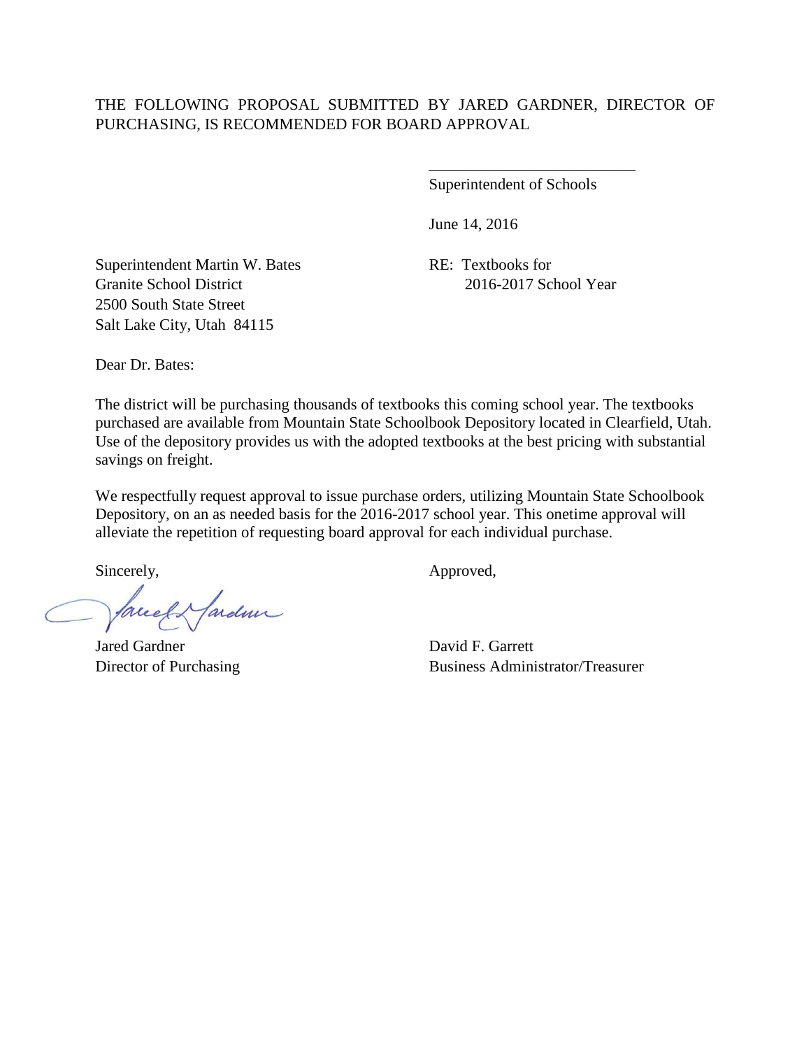THE FOLLOWING PROPOSAL SUBMITTED BY JARED GARDNER, DIRECTOR OF PURCHASING, IS RECOMMENDED FOR BOARD APPROVAL

\_\_\_\_\_\_\_\_\_\_\_\_\_\_\_\_\_\_\_\_\_\_\_\_\_\_\_
Superintendent of Schools

June 14, 2016

Superintendent Martin W. Bates
Granite School District
2500 South State Street
Salt Lake City, Utah 84115

RE: Textbooks for
2016-2017 School Year

Dear Dr. Bates:

The district will be purchasing thousands of textbooks this coming school year. The textbooks purchased are available from Mountain State Schoolbook Depository located in Clearfield, Utah. Use of the depository provides us with the adopted textbooks at the best pricing with substantial savings on freight.

We respectfully request approval to issue purchase orders, utilizing Mountain State Schoolbook Depository, on an as needed basis for the 2016-2017 school year. This onetime approval will alleviate the repetition of requesting board approval for each individual purchase.

Sincerely,

Jared Gardner
Director of Purchasing

Approved,

David F. Garrett
Business Administrator/Treasurer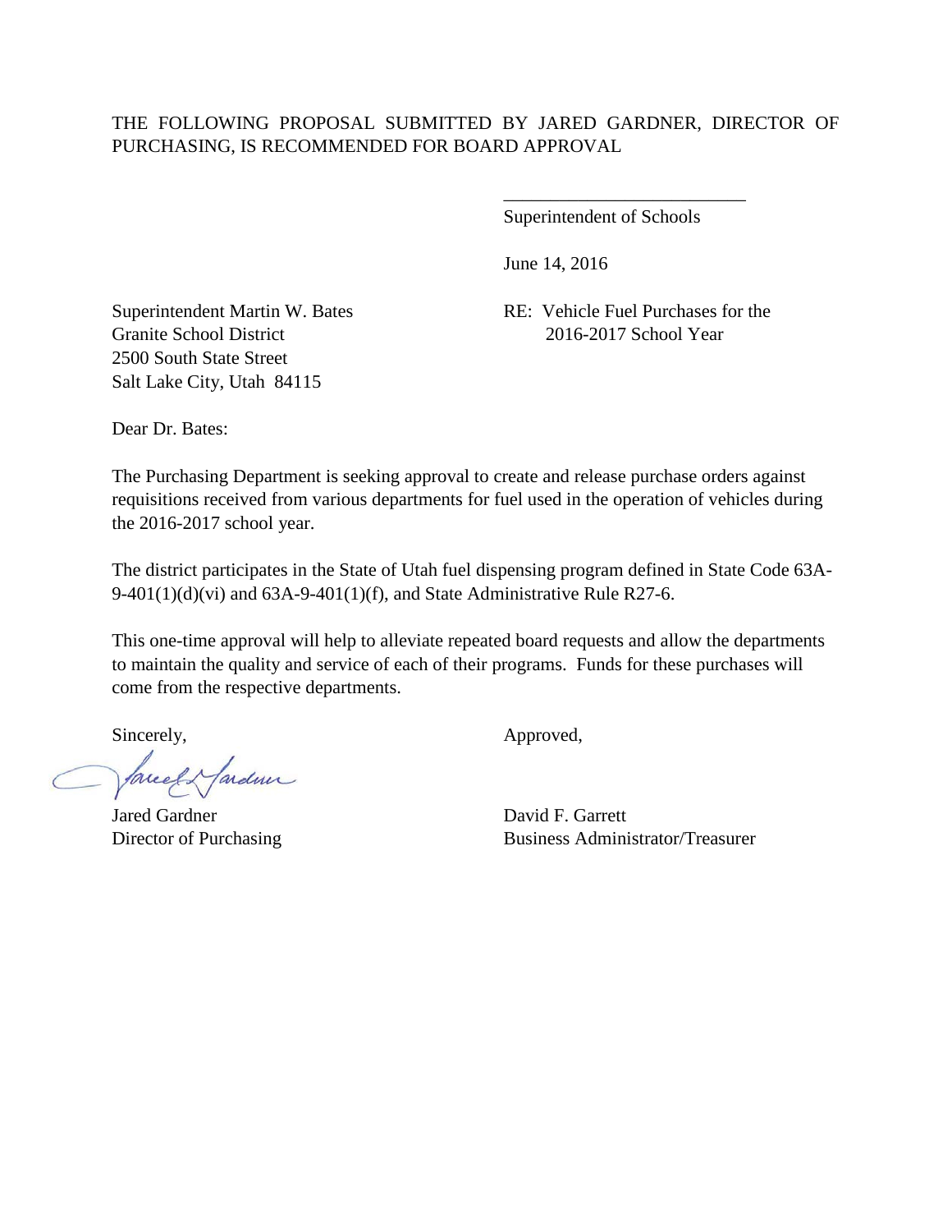THE FOLLOWING PROPOSAL SUBMITTED BY JARED GARDNER, DIRECTOR OF PURCHASING, IS RECOMMENDED FOR BOARD APPROVAL

\_\_\_\_\_\_\_\_\_\_\_\_\_\_\_\_\_\_\_\_\_\_\_\_\_\_

Superintendent of Schools

June 14, 2016

Superintendent Martin W. Bates
Granite School District
2500 South State Street
Salt Lake City, Utah 84115

RE: Vehicle Fuel Purchases for the 2016-2017 School Year

Dear Dr. Bates:

The Purchasing Department is seeking approval to create and release purchase orders against requisitions received from various departments for fuel used in the operation of vehicles during the 2016-2017 school year.

The district participates in the State of Utah fuel dispensing program defined in State Code 63A-9-401(1)(d)(vi) and 63A-9-401(1)(f), and State Administrative Rule R27-6.

This one-time approval will help to alleviate repeated board requests and allow the departments to maintain the quality and service of each of their programs. Funds for these purchases will come from the respective departments.

Sincerely,

Jared Gardner
Director of Purchasing

Approved,

David F. Garrett
Business Administrator/Treasurer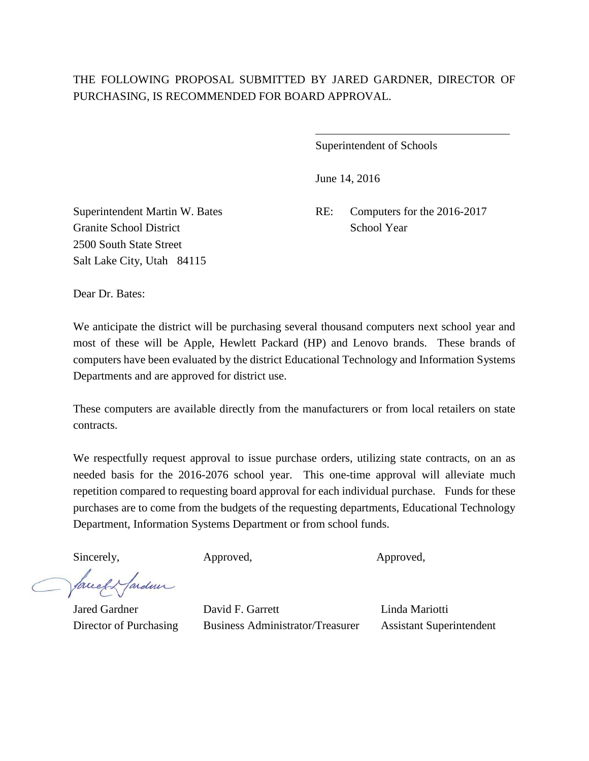THE FOLLOWING PROPOSAL SUBMITTED BY JARED GARDNER, DIRECTOR OF PURCHASING, IS RECOMMENDED FOR BOARD APPROVAL.

\_\_\_\_\_\_\_\_\_\_\_\_\_\_\_\_\_\_\_\_\_\_\_\_\_\_\_\_\_\_\_\_\_\_\_\_

Superintendent of Schools

June 14, 2016

Superintendent Martin W. Bates  
Granite School District  
2500 South State Street  
Salt Lake City, Utah 84115

RE: Computers for the 2016-2017 School Year

Dear Dr. Bates:

We anticipate the district will be purchasing several thousand computers next school year and most of these will be Apple, Hewlett Packard (HP) and Lenovo brands. These brands of computers have been evaluated by the district Educational Technology and Information Systems Departments and are approved for district use.

These computers are available directly from the manufacturers or from local retailers on state contracts.

We respectfully request approval to issue purchase orders, utilizing state contracts, on an as needed basis for the 2016-2076 school year. This one-time approval will alleviate much repetition compared to requesting board approval for each individual purchase. Funds for these purchases are to come from the budgets of the requesting departments, Educational Technology Department, Information Systems Department or from school funds.

| Sincerely, | Approved, | Approved, |
|---|---|---|
| Jared Gardner | David F. Garrett | Linda Mariotti |
| Director of Purchasing | Business Administrator/Treasurer | Assistant Superintendent |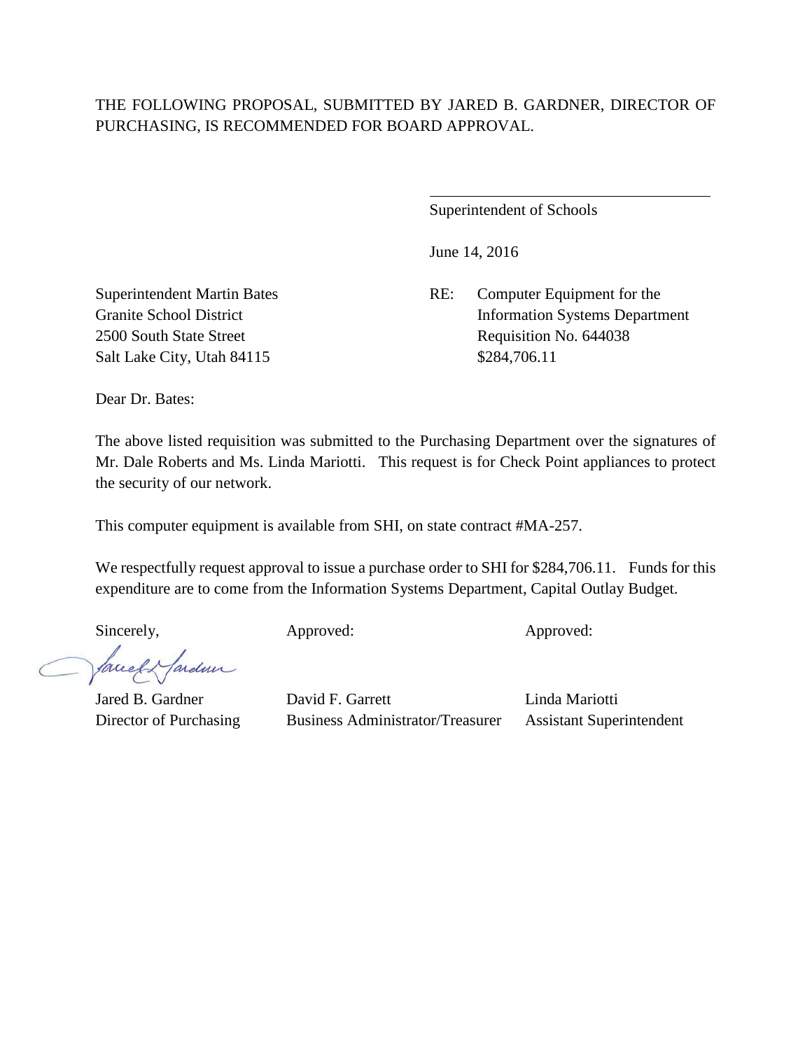THE FOLLOWING PROPOSAL, SUBMITTED BY JARED B. GARDNER, DIRECTOR OF PURCHASING, IS RECOMMENDED FOR BOARD APPROVAL.

Superintendent of Schools

June 14, 2016

Superintendent Martin Bates
Granite School District
2500 South State Street
Salt Lake City, Utah 84115

RE: Computer Equipment for the Information Systems Department
Requisition No. 644038
$284,706.11

Dear Dr. Bates:

The above listed requisition was submitted to the Purchasing Department over the signatures of Mr. Dale Roberts and Ms. Linda Mariotti. This request is for Check Point appliances to protect the security of our network.

This computer equipment is available from SHI, on state contract #MA-257.

We respectfully request approval to issue a purchase order to SHI for $284,706.11. Funds for this expenditure are to come from the Information Systems Department, Capital Outlay Budget.

| Sincerely, | Approved: | Approved: |
|---|---|---|
| Jared B. Gardner | David F. Garrett | Linda Mariotti |
| Director of Purchasing | Business Administrator/Treasurer | Assistant Superintendent |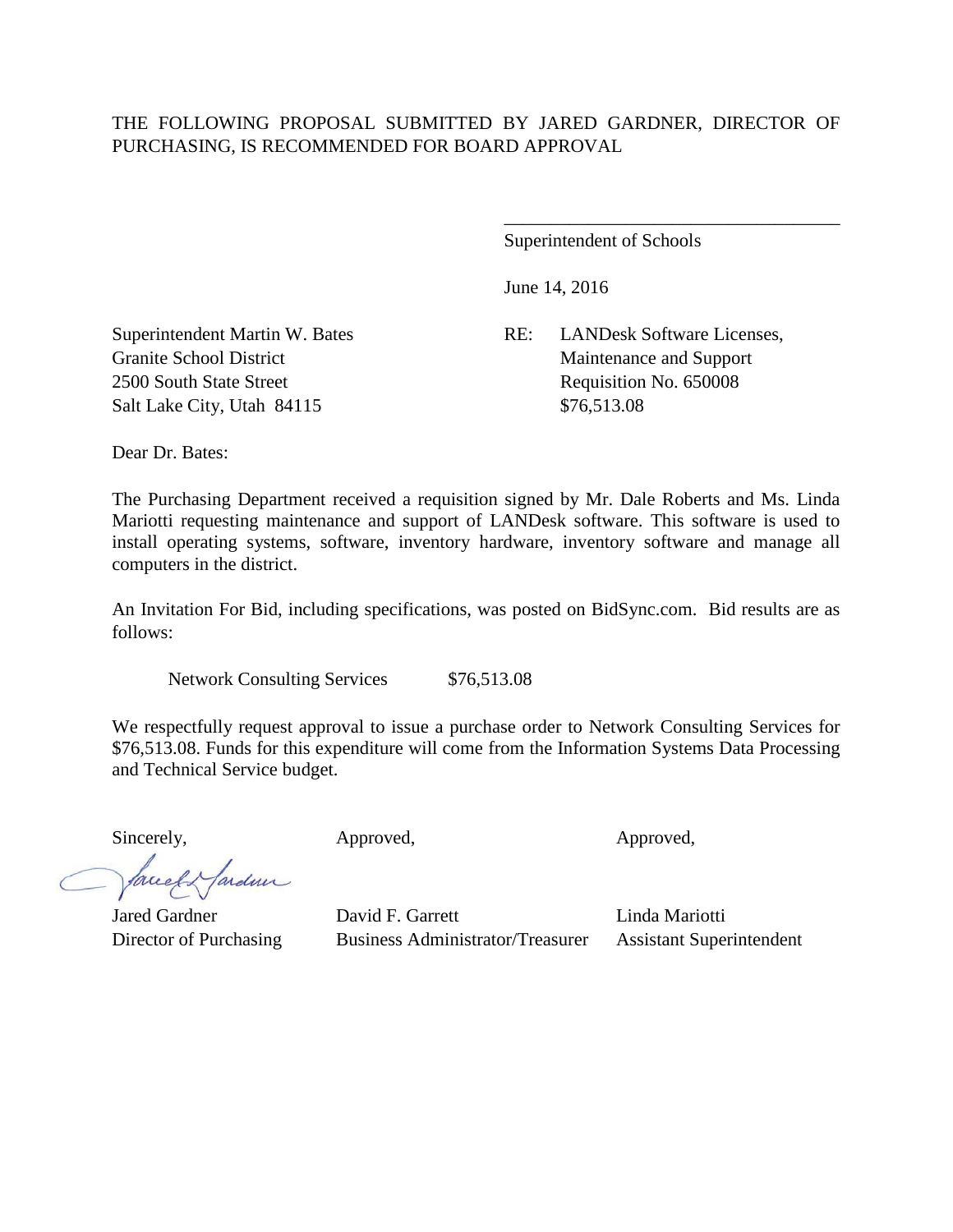THE FOLLOWING PROPOSAL SUBMITTED BY JARED GARDNER, DIRECTOR OF PURCHASING, IS RECOMMENDED FOR BOARD APPROVAL

\_\_\_\_\_\_\_\_\_\_\_\_\_\_\_\_\_\_\_\_\_\_\_\_\_\_\_\_\_\_\_\_\_\_\_\_

Superintendent of Schools

June 14, 2016

Superintendent Martin W. Bates
Granite School District
2500 South State Street
Salt Lake City, Utah 84115

RE: LANDesk Software Licenses,
Maintenance and Support
Requisition No. 650008
$76,513.08

Dear Dr. Bates:

The Purchasing Department received a requisition signed by Mr. Dale Roberts and Ms. Linda Mariotti requesting maintenance and support of LANDesk software. This software is used to install operating systems, software, inventory hardware, inventory software and manage all computers in the district.

An Invitation For Bid, including specifications, was posted on BidSync.com. Bid results are as follows:

Network Consulting Services $76,513.08

We respectfully request approval to issue a purchase order to Network Consulting Services for $76,513.08. Funds for this expenditure will come from the Information Systems Data Processing and Technical Service budget.

| Sincerely, | Approved, | Approved, |
|---|---|---|
| Jared Gardner | David F. Garrett | Linda Mariotti |
| Director of Purchasing | Business Administrator/Treasurer | Assistant Superintendent |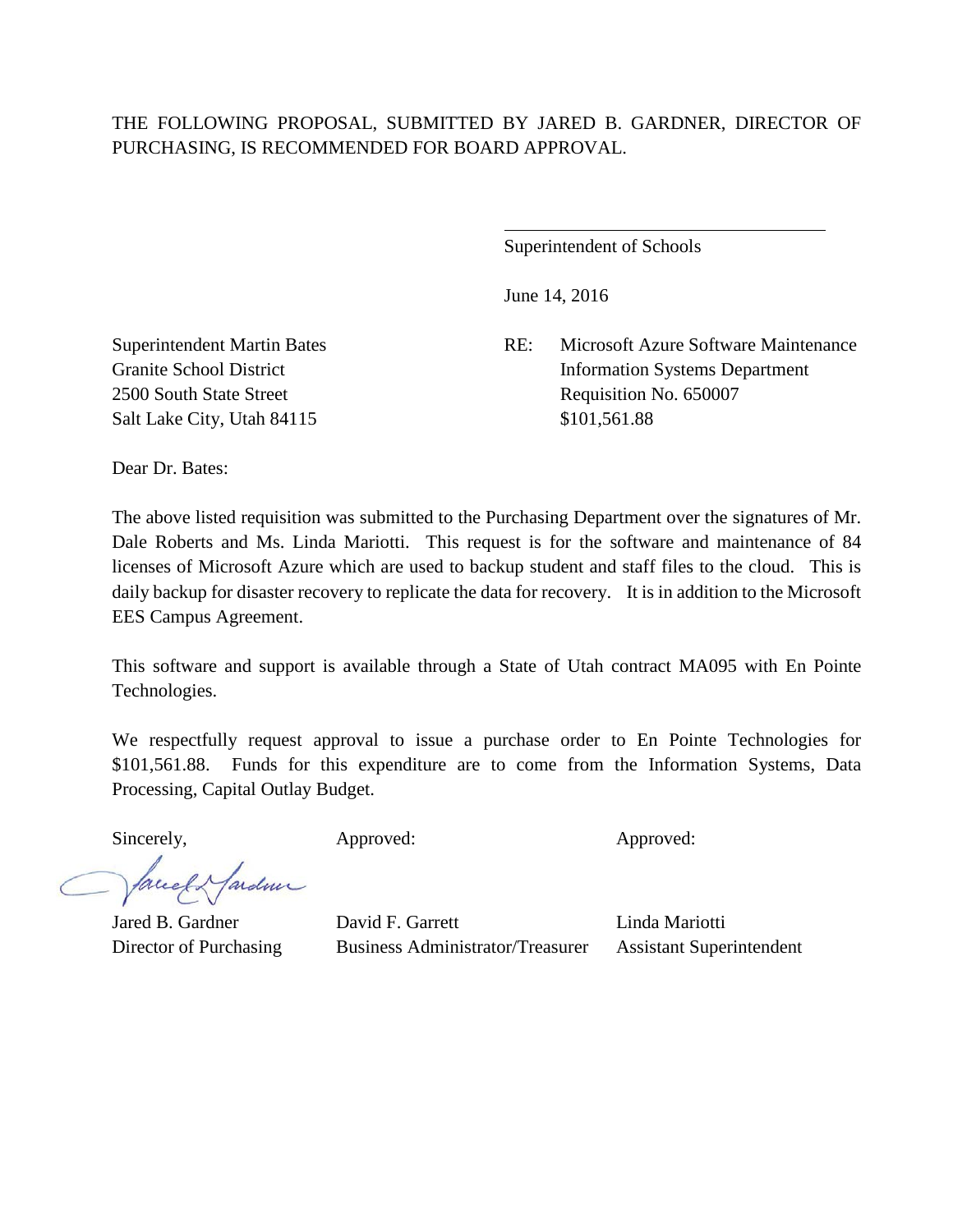THE FOLLOWING PROPOSAL, SUBMITTED BY JARED B. GARDNER, DIRECTOR OF PURCHASING, IS RECOMMENDED FOR BOARD APPROVAL.

\_\_\_\_\_\_\_\_\_\_\_\_\_\_\_\_\_\_\_\_\_\_\_\_\_\_\_\_\_\_\_\_\_\_\_

Superintendent of Schools

June 14, 2016

Superintendent Martin Bates
Granite School District
2500 South State Street
Salt Lake City, Utah 84115

RE: Microsoft Azure Software Maintenance
Information Systems Department
Requisition No. 650007
$101,561.88

Dear Dr. Bates:

The above listed requisition was submitted to the Purchasing Department over the signatures of Mr. Dale Roberts and Ms. Linda Mariotti. This request is for the software and maintenance of 84 licenses of Microsoft Azure which are used to backup student and staff files to the cloud. This is daily backup for disaster recovery to replicate the data for recovery. It is in addition to the Microsoft EES Campus Agreement.

This software and support is available through a State of Utah contract MA095 with En Pointe Technologies.

We respectfully request approval to issue a purchase order to En Pointe Technologies for $101,561.88. Funds for this expenditure are to come from the Information Systems, Data Processing, Capital Outlay Budget.

| Sincerely, | Approved: | Approved: |
|---|---|---|
| Jared B. Gardner | David F. Garrett | Linda Mariotti |
| Director of Purchasing | Business Administrator/Treasurer | Assistant Superintendent |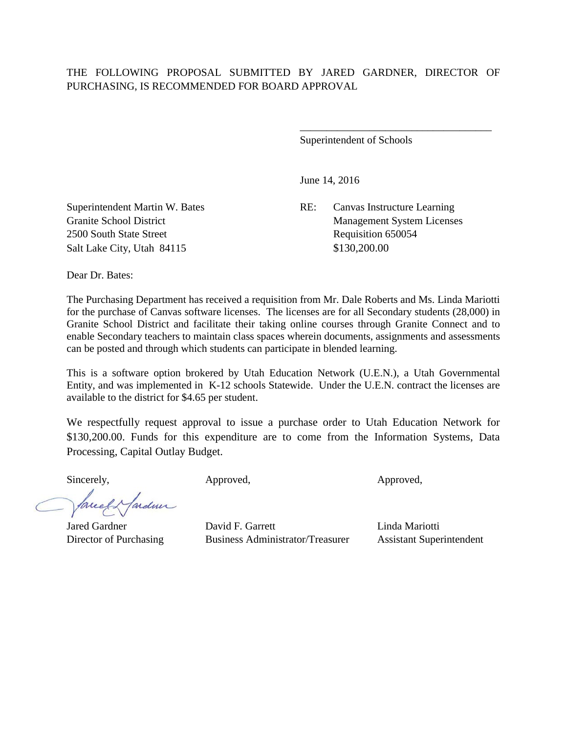THE FOLLOWING PROPOSAL SUBMITTED BY JARED GARDNER, DIRECTOR OF PURCHASING, IS RECOMMENDED FOR BOARD APPROVAL

\_\_\_\_\_\_\_\_\_\_\_\_\_\_\_\_\_\_\_\_\_\_\_\_\_\_\_\_\_\_\_\_\_\_\_\_

Superintendent of Schools

June 14, 2016

Superintendent Martin W. Bates
Granite School District
2500 South State Street
Salt Lake City, Utah 84115

RE: Canvas Instructure Learning Management System Licenses
Requisition 650054
$130,200.00

Dear Dr. Bates:

The Purchasing Department has received a requisition from Mr. Dale Roberts and Ms. Linda Mariotti for the purchase of Canvas software licenses. The licenses are for all Secondary students (28,000) in Granite School District and facilitate their taking online courses through Granite Connect and to enable Secondary teachers to maintain class spaces wherein documents, assignments and assessments can be posted and through which students can participate in blended learning.

This is a software option brokered by Utah Education Network (U.E.N.), a Utah Governmental Entity, and was implemented in K-12 schools Statewide. Under the U.E.N. contract the licenses are available to the district for $4.65 per student.

We respectfully request approval to issue a purchase order to Utah Education Network for $130,200.00. Funds for this expenditure are to come from the Information Systems, Data Processing, Capital Outlay Budget.

| Sincerely, | Approved, | Approved, |
|---|---|---|
| Jared Gardner | David F. Garrett | Linda Mariotti |
| Director of Purchasing | Business Administrator/Treasurer | Assistant Superintendent |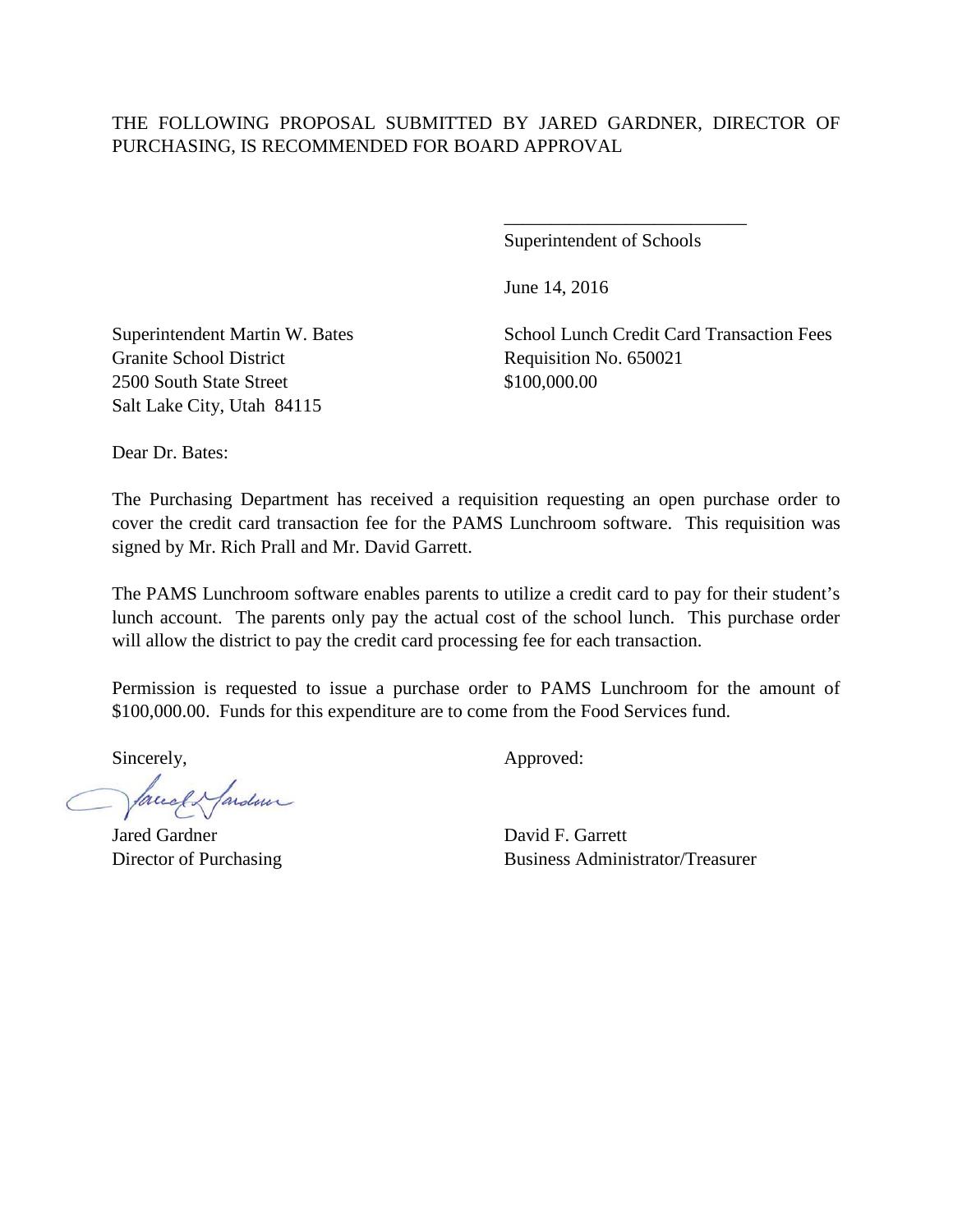THE FOLLOWING PROPOSAL SUBMITTED BY JARED GARDNER, DIRECTOR OF PURCHASING, IS RECOMMENDED FOR BOARD APPROVAL

\_\_\_\_\_\_\_\_\_\_\_\_\_\_\_\_\_\_\_\_\_\_\_\_\_\_
Superintendent of Schools

June 14, 2016

Superintendent Martin W. Bates
Granite School District
2500 South State Street
Salt Lake City, Utah 84115

School Lunch Credit Card Transaction Fees
Requisition No. 650021
$100,000.00

Dear Dr. Bates:

The Purchasing Department has received a requisition requesting an open purchase order to cover the credit card transaction fee for the PAMS Lunchroom software. This requisition was signed by Mr. Rich Prall and Mr. David Garrett.

The PAMS Lunchroom software enables parents to utilize a credit card to pay for their student's lunch account. The parents only pay the actual cost of the school lunch. This purchase order will allow the district to pay the credit card processing fee for each transaction.

Permission is requested to issue a purchase order to PAMS Lunchroom for the amount of $100,000.00. Funds for this expenditure are to come from the Food Services fund.

Sincerely,

Jared Gardner
Director of Purchasing

Approved:

David F. Garrett
Business Administrator/Treasurer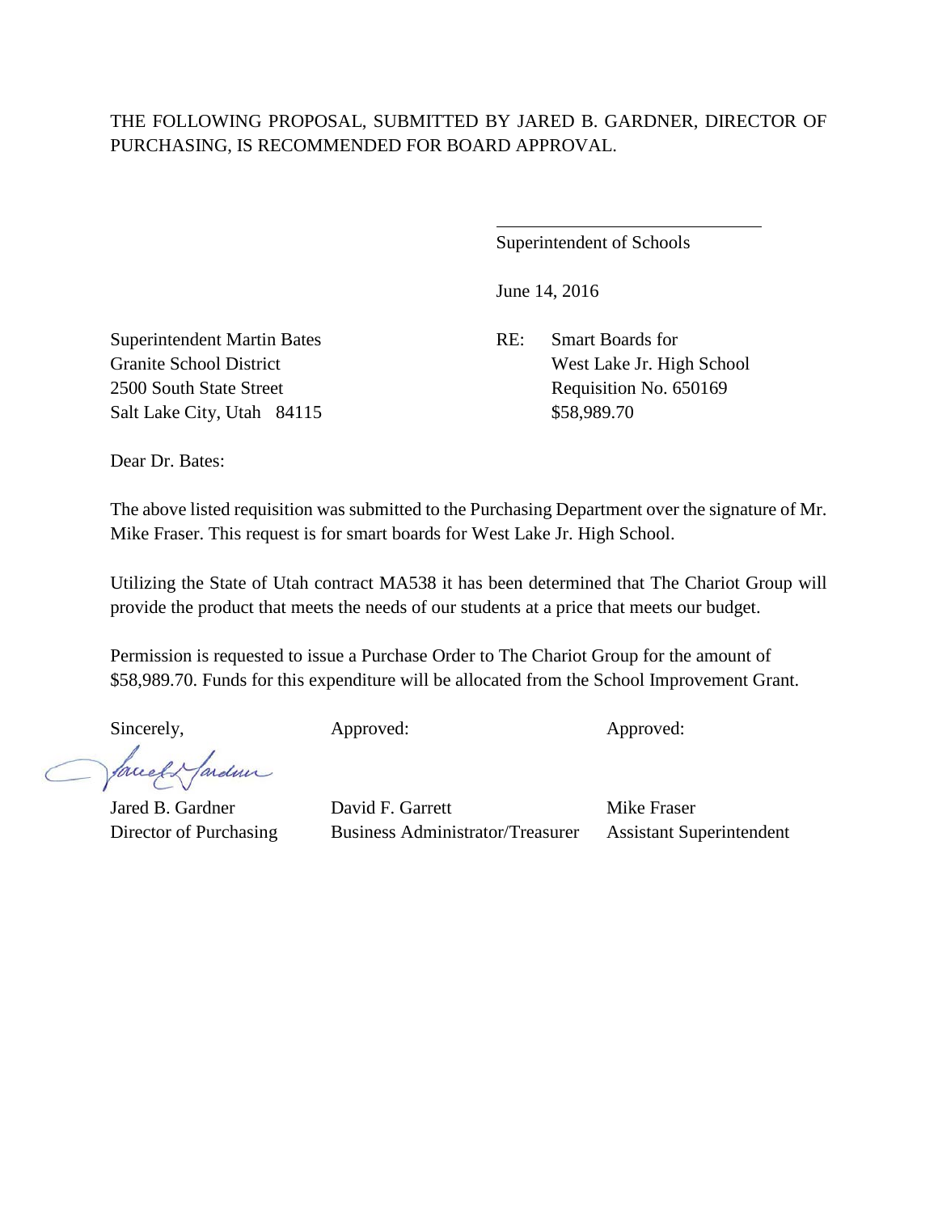THE FOLLOWING PROPOSAL, SUBMITTED BY JARED B. GARDNER, DIRECTOR OF PURCHASING, IS RECOMMENDED FOR BOARD APPROVAL.

Superintendent of Schools

June 14, 2016

Superintendent Martin Bates
Granite School District
2500 South State Street
Salt Lake City, Utah 84115

RE: Smart Boards for
West Lake Jr. High School
Requisition No. 650169
$58,989.70

Dear Dr. Bates:

The above listed requisition was submitted to the Purchasing Department over the signature of Mr. Mike Fraser. This request is for smart boards for West Lake Jr. High School.

Utilizing the State of Utah contract MA538 it has been determined that The Chariot Group will provide the product that meets the needs of our students at a price that meets our budget.

Permission is requested to issue a Purchase Order to The Chariot Group for the amount of $58,989.70. Funds for this expenditure will be allocated from the School Improvement Grant.

| Sincerely, | Approved: | Approved: |
|---|---|---|
| Jared B. Gardner | David F. Garrett | Mike Fraser |
| Director of Purchasing | Business Administrator/Treasurer | Assistant Superintendent |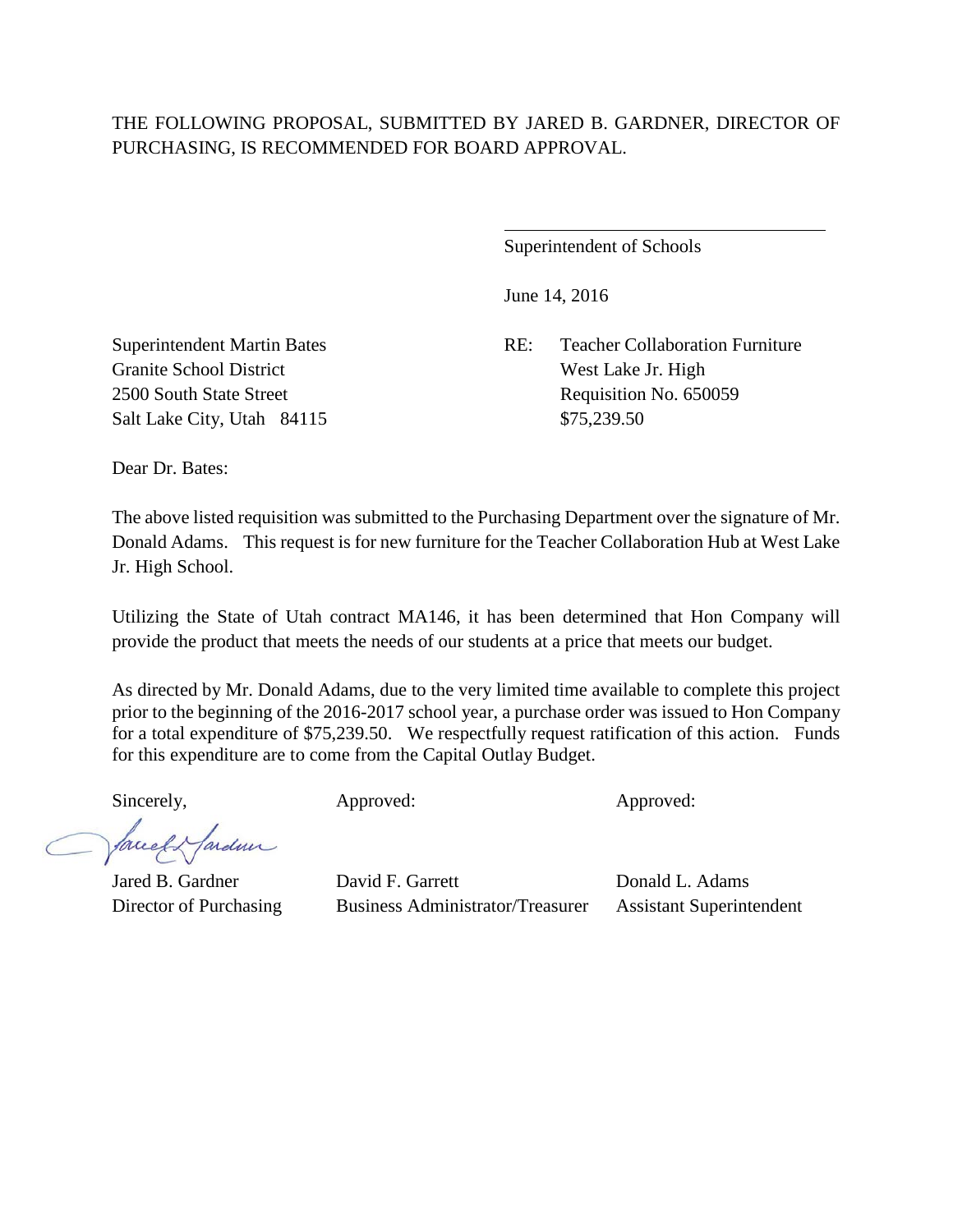THE FOLLOWING PROPOSAL, SUBMITTED BY JARED B. GARDNER, DIRECTOR OF PURCHASING, IS RECOMMENDED FOR BOARD APPROVAL.

\_\_\_\_\_\_\_\_\_\_\_\_\_\_\_\_\_\_\_\_\_\_\_\_\_\_\_\_\_\_\_\_\_\_\_\_

Superintendent of Schools

June 14, 2016

Superintendent Martin Bates  
Granite School District  
2500 South State Street  
Salt Lake City, Utah 84115

RE: Teacher Collaboration Furniture  
West Lake Jr. High  
Requisition No. 650059  
$75,239.50

Dear Dr. Bates:

The above listed requisition was submitted to the Purchasing Department over the signature of Mr. Donald Adams. This request is for new furniture for the Teacher Collaboration Hub at West Lake Jr. High School.

Utilizing the State of Utah contract MA146, it has been determined that Hon Company will provide the product that meets the needs of our students at a price that meets our budget.

As directed by Mr. Donald Adams, due to the very limited time available to complete this project prior to the beginning of the 2016-2017 school year, a purchase order was issued to Hon Company for a total expenditure of $75,239.50. We respectfully request ratification of this action. Funds for this expenditure are to come from the Capital Outlay Budget.

| Sincerely, | Approved: | Approved: |
|---|---|---|
| Jared B. Gardner | David F. Garrett | Donald L. Adams |
| Director of Purchasing | Business Administrator/Treasurer | Assistant Superintendent |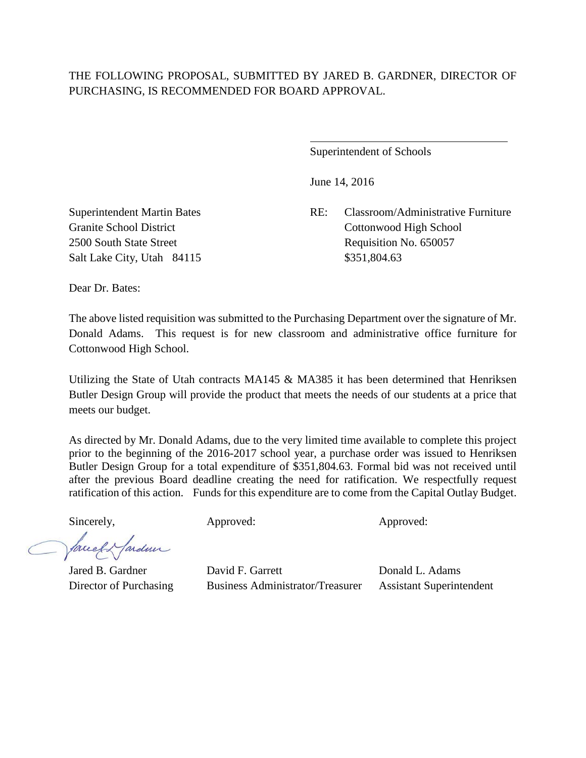THE FOLLOWING PROPOSAL, SUBMITTED BY JARED B. GARDNER, DIRECTOR OF PURCHASING, IS RECOMMENDED FOR BOARD APPROVAL.

\_\_\_\_\_\_\_\_\_\_\_\_\_\_\_\_\_\_\_\_\_\_\_\_\_\_\_\_\_\_\_\_\_\_\_\_

Superintendent of Schools

June 14, 2016

Superintendent Martin Bates
Granite School District
2500 South State Street
Salt Lake City, Utah 84115

RE: Classroom/Administrative Furniture
Cottonwood High School
Requisition No. 650057
$351,804.63

Dear Dr. Bates:

The above listed requisition was submitted to the Purchasing Department over the signature of Mr. Donald Adams. This request is for new classroom and administrative office furniture for Cottonwood High School.

Utilizing the State of Utah contracts MA145 & MA385 it has been determined that Henriksen Butler Design Group will provide the product that meets the needs of our students at a price that meets our budget.

As directed by Mr. Donald Adams, due to the very limited time available to complete this project prior to the beginning of the 2016-2017 school year, a purchase order was issued to Henriksen Butler Design Group for a total expenditure of $351,804.63. Formal bid was not received until after the previous Board deadline creating the need for ratification. We respectfully request ratification of this action. Funds for this expenditure are to come from the Capital Outlay Budget.

| Sincerely, | Approved: | Approved: |
|---|---|---|
| Jared B. Gardner | David F. Garrett | Donald L. Adams |
| Director of Purchasing | Business Administrator/Treasurer | Assistant Superintendent |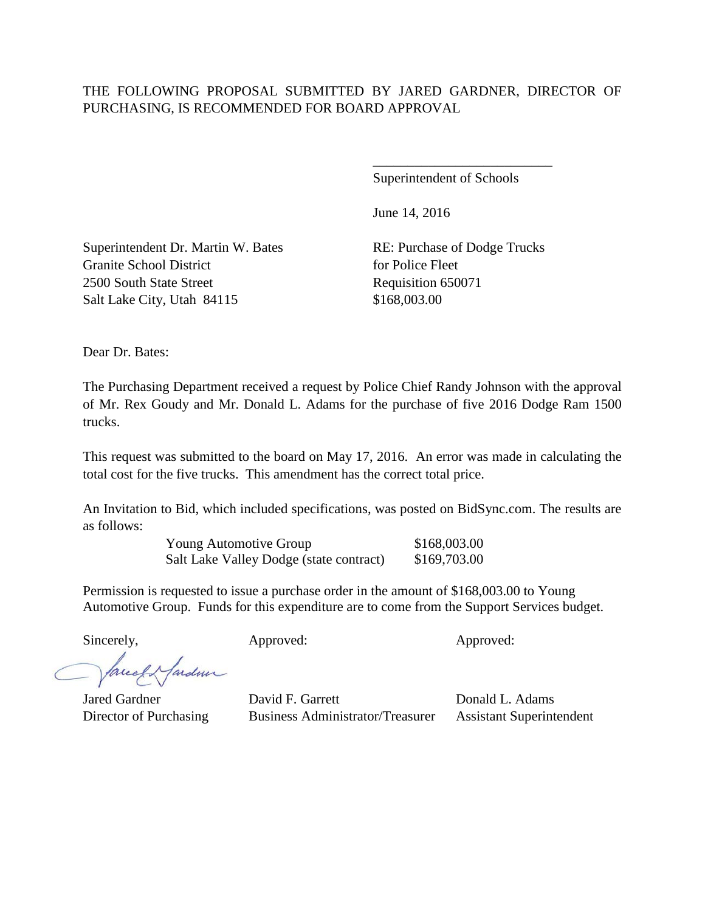THE FOLLOWING PROPOSAL SUBMITTED BY JARED GARDNER, DIRECTOR OF PURCHASING, IS RECOMMENDED FOR BOARD APPROVAL

\_\_\_\_\_\_\_\_\_\_\_\_\_\_\_\_\_\_\_\_\_\_\_\_\_\_

Superintendent of Schools

June 14, 2016

Superintendent Dr. Martin W. Bates
Granite School District
2500 South State Street
Salt Lake City, Utah 84115

RE: Purchase of Dodge Trucks for Police Fleet
Requisition 650071
$168,003.00

Dear Dr. Bates:

The Purchasing Department received a request by Police Chief Randy Johnson with the approval of Mr. Rex Goudy and Mr. Donald L. Adams for the purchase of five 2016 Dodge Ram 1500 trucks.

This request was submitted to the board on May 17, 2016. An error was made in calculating the total cost for the five trucks. This amendment has the correct total price.

An Invitation to Bid, which included specifications, was posted on BidSync.com. The results are as follows:

| | |
|---|---|
| Young Automotive Group | $168,003.00 |
| Salt Lake Valley Dodge (state contract) | $169,703.00 |

Permission is requested to issue a purchase order in the amount of $168,003.00 to Young Automotive Group. Funds for this expenditure are to come from the Support Services budget.

| Sincerely, | Approved: | Approved: |
|---|---|---|
| Jared Gardner | David F. Garrett | Donald L. Adams |
| Director of Purchasing | Business Administrator/Treasurer | Assistant Superintendent |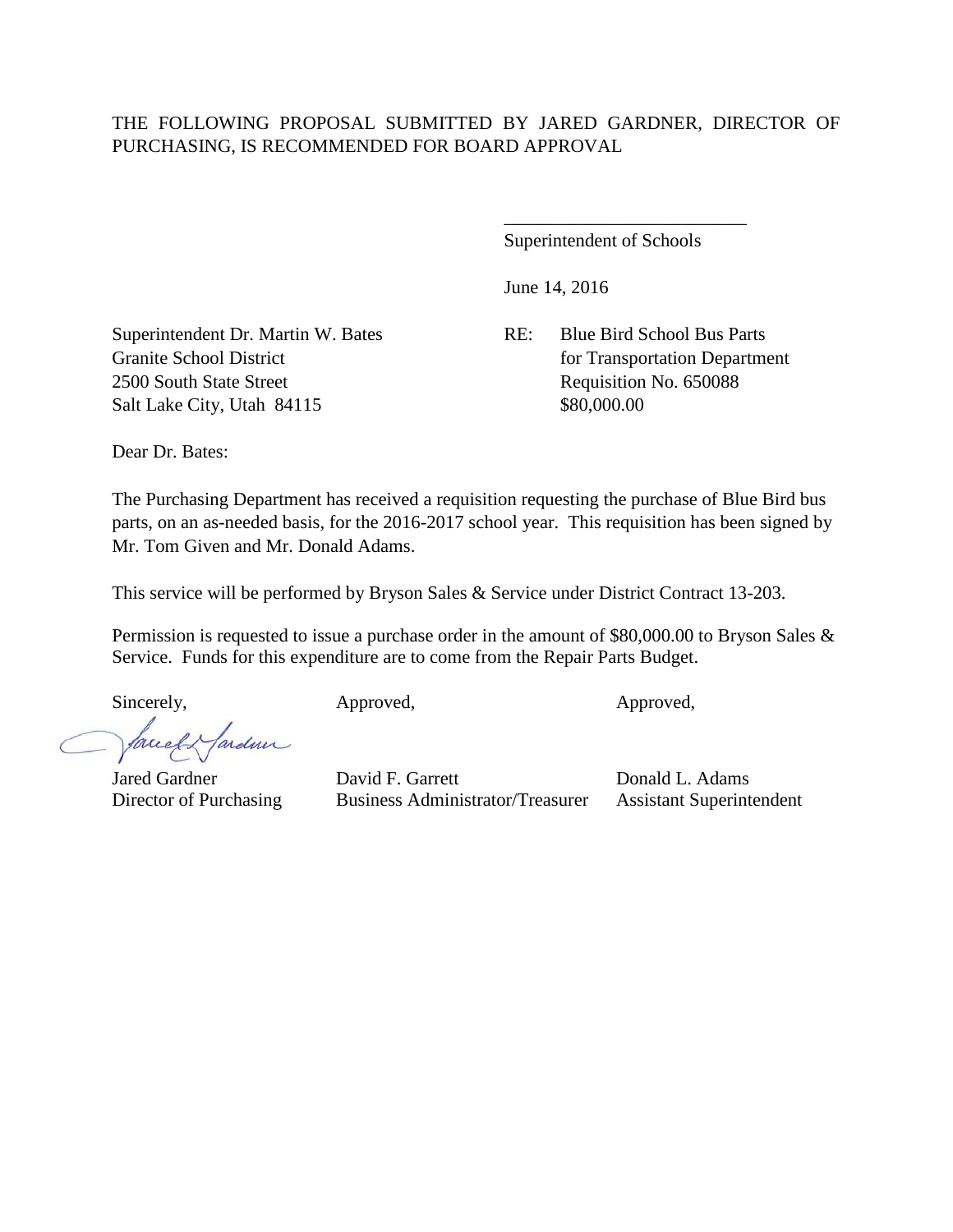THE FOLLOWING PROPOSAL SUBMITTED BY JARED GARDNER, DIRECTOR OF PURCHASING, IS RECOMMENDED FOR BOARD APPROVAL

\_\_\_\_\_\_\_\_\_\_\_\_\_\_\_\_\_\_\_\_\_\_\_\_\_\_

Superintendent of Schools

June 14, 2016

Superintendent Dr. Martin W. Bates
Granite School District
2500 South State Street
Salt Lake City, Utah 84115

RE: Blue Bird School Bus Parts
for Transportation Department
Requisition No. 650088
$80,000.00

Dear Dr. Bates:

The Purchasing Department has received a requisition requesting the purchase of Blue Bird bus parts, on an as-needed basis, for the 2016-2017 school year. This requisition has been signed by Mr. Tom Given and Mr. Donald Adams.

This service will be performed by Bryson Sales & Service under District Contract 13-203.

Permission is requested to issue a purchase order in the amount of $80,000.00 to Bryson Sales & Service. Funds for this expenditure are to come from the Repair Parts Budget.

| Sincerely, | Approved, | Approved, |
|---|---|---|
| Jared Gardner | David F. Garrett | Donald L. Adams |
| Director of Purchasing | Business Administrator/Treasurer | Assistant Superintendent |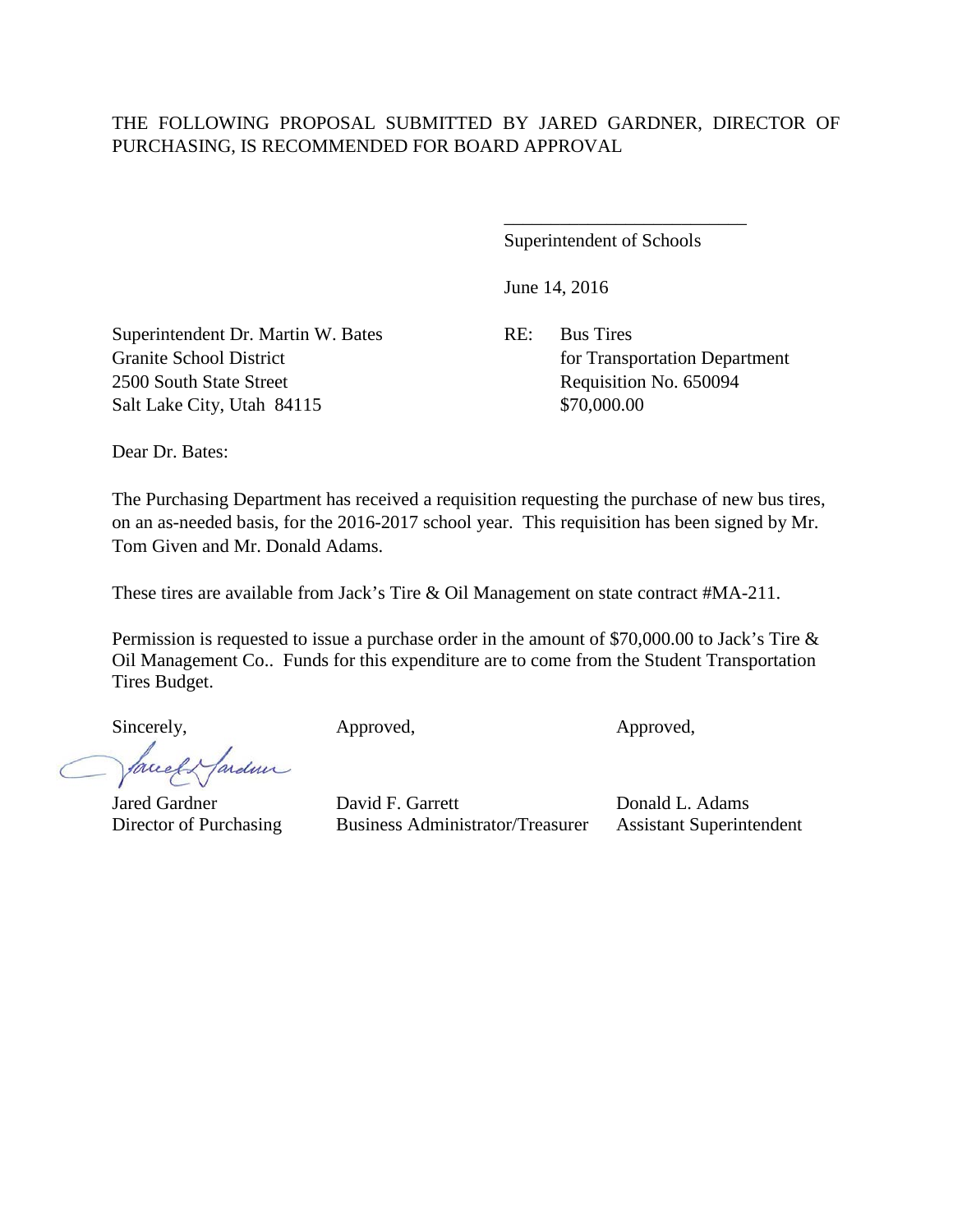THE FOLLOWING PROPOSAL SUBMITTED BY JARED GARDNER, DIRECTOR OF PURCHASING, IS RECOMMENDED FOR BOARD APPROVAL

\_\_\_\_\_\_\_\_\_\_\_\_\_\_\_\_\_\_\_\_\_\_\_\_\_\_
Superintendent of Schools

June 14, 2016

Superintendent Dr. Martin W. Bates
Granite School District
2500 South State Street
Salt Lake City, Utah 84115

RE: Bus Tires
for Transportation Department
Requisition No. 650094
$70,000.00

Dear Dr. Bates:

The Purchasing Department has received a requisition requesting the purchase of new bus tires, on an as-needed basis, for the 2016-2017 school year. This requisition has been signed by Mr. Tom Given and Mr. Donald Adams.

These tires are available from Jack's Tire & Oil Management on state contract #MA-211.

Permission is requested to issue a purchase order in the amount of $70,000.00 to Jack's Tire & Oil Management Co.. Funds for this expenditure are to come from the Student Transportation Tires Budget.

| | | |
|---|---|---|
| Sincerely, | Approved, | Approved, |
| Jared Gardner | David F. Garrett | Donald L. Adams |
| Director of Purchasing | Business Administrator/Treasurer | Assistant Superintendent |